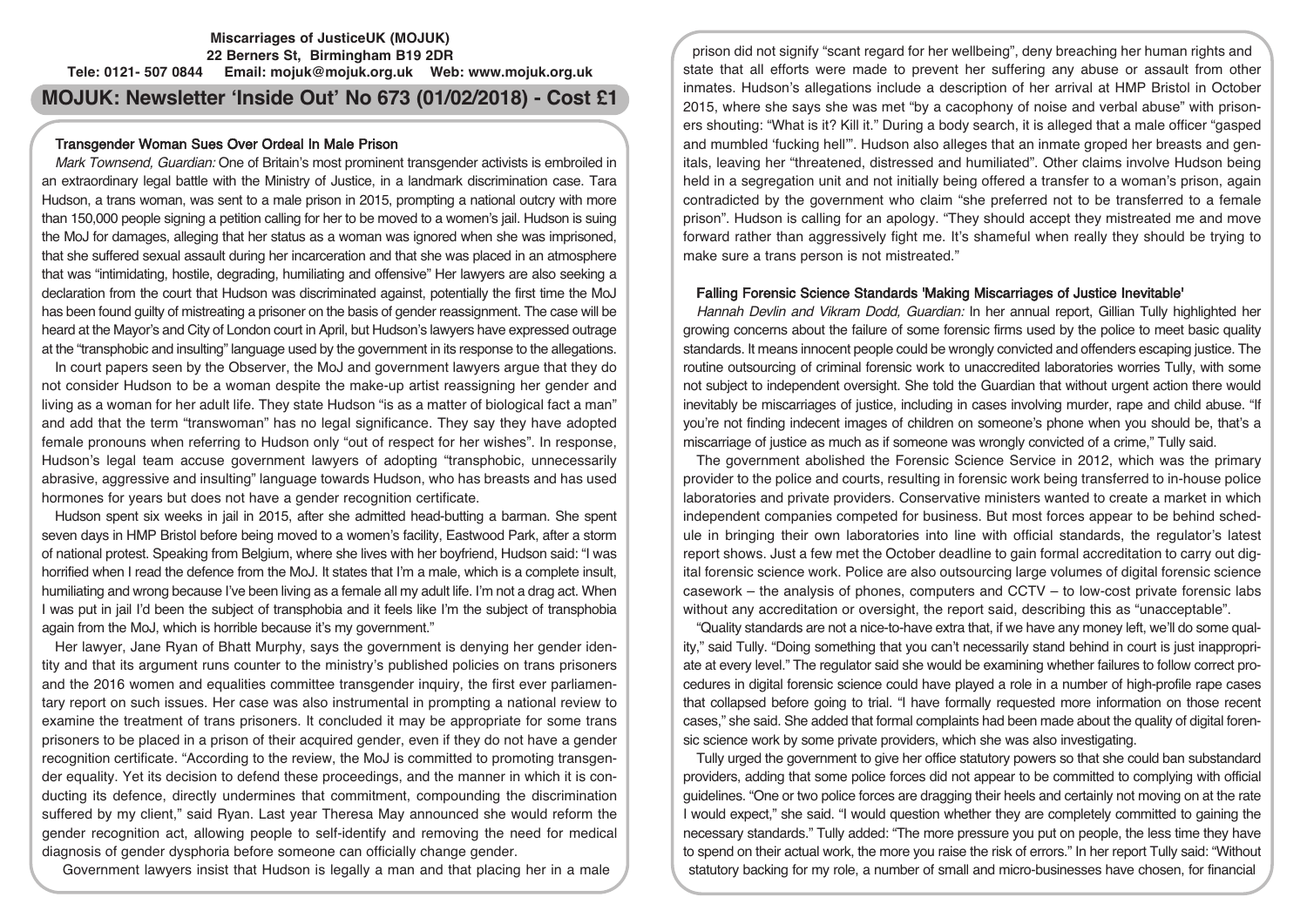**Miscarriages of JusticeUK (MOJUK)**
**22 Berners St, Birmingham B19 2DR**
**Tele: 0121- 507 0844 Email: mojuk@mojuk.org.uk Web: www.mojuk.org.uk**

# MOJUK: Newsletter 'Inside Out' No 673 (01/02/2018) - Cost £1

## Transgender Woman Sues Over Ordeal In Male Prison

*Mark Townsend, Guardian:* One of Britain's most prominent transgender activists is embroiled in an extraordinary legal battle with the Ministry of Justice, in a landmark discrimination case. Tara Hudson, a trans woman, was sent to a male prison in 2015, prompting a national outcry with more than 150,000 people signing a petition calling for her to be moved to a women's jail. Hudson is suing the MoJ for damages, alleging that her status as a woman was ignored when she was imprisoned, that she suffered sexual assault during her incarceration and that she was placed in an atmosphere that was "intimidating, hostile, degrading, humiliating and offensive" Her lawyers are also seeking a declaration from the court that Hudson was discriminated against, potentially the first time the MoJ has been found guilty of mistreating a prisoner on the basis of gender reassignment. The case will be heard at the Mayor's and City of London court in April, but Hudson's lawyers have expressed outrage at the "transphobic and insulting" language used by the government in its response to the allegations.

In court papers seen by the Observer, the MoJ and government lawyers argue that they do not consider Hudson to be a woman despite the make-up artist reassigning her gender and living as a woman for her adult life. They state Hudson "is as a matter of biological fact a man" and add that the term "transwoman" has no legal significance. They say they have adopted female pronouns when referring to Hudson only "out of respect for her wishes". In response, Hudson's legal team accuse government lawyers of adopting "transphobic, unnecessarily abrasive, aggressive and insulting" language towards Hudson, who has breasts and has used hormones for years but does not have a gender recognition certificate.

Hudson spent six weeks in jail in 2015, after she admitted head-butting a barman. She spent seven days in HMP Bristol before being moved to a women's facility, Eastwood Park, after a storm of national protest. Speaking from Belgium, where she lives with her boyfriend, Hudson said: "I was horrified when I read the defence from the MoJ. It states that I'm a male, which is a complete insult, humiliating and wrong because I've been living as a female all my adult life. I'm not a drag act. When I was put in jail I'd been the subject of transphobia and it feels like I'm the subject of transphobia again from the MoJ, which is horrible because it's my government."

Her lawyer, Jane Ryan of Bhatt Murphy, says the government is denying her gender identity and that its argument runs counter to the ministry's published policies on trans prisoners and the 2016 women and equalities committee transgender inquiry, the first ever parliamentary report on such issues. Her case was also instrumental in prompting a national review to examine the treatment of trans prisoners. It concluded it may be appropriate for some trans prisoners to be placed in a prison of their acquired gender, even if they do not have a gender recognition certificate. "According to the review, the MoJ is committed to promoting transgender equality. Yet its decision to defend these proceedings, and the manner in which it is conducting its defence, directly undermines that commitment, compounding the discrimination suffered by my client," said Ryan. Last year Theresa May announced she would reform the gender recognition act, allowing people to self-identify and removing the need for medical diagnosis of gender dysphoria before someone can officially change gender.

Government lawyers insist that Hudson is legally a man and that placing her in a male prison did not signify "scant regard for her wellbeing", deny breaching her human rights and state that all efforts were made to prevent her suffering any abuse or assault from other inmates. Hudson's allegations include a description of her arrival at HMP Bristol in October 2015, where she says she was met "by a cacophony of noise and verbal abuse" with prisoners shouting: "What is it? Kill it." During a body search, it is alleged that a male officer "gasped and mumbled 'fucking hell'". Hudson also alleges that an inmate groped her breasts and genitals, leaving her "threatened, distressed and humiliated". Other claims involve Hudson being held in a segregation unit and not initially being offered a transfer to a woman's prison, again contradicted by the government who claim "she preferred not to be transferred to a female prison". Hudson is calling for an apology. "They should accept they mistreated me and move forward rather than aggressively fight me. It's shameful when really they should be trying to make sure a trans person is not mistreated."

## Falling Forensic Science Standards 'Making Miscarriages of Justice Inevitable'

*Hannah Devlin and Vikram Dodd, Guardian:* In her annual report, Gillian Tully highlighted her growing concerns about the failure of some forensic firms used by the police to meet basic quality standards. It means innocent people could be wrongly convicted and offenders escaping justice. The routine outsourcing of criminal forensic work to unaccredited laboratories worries Tully, with some not subject to independent oversight. She told the Guardian that without urgent action there would inevitably be miscarriages of justice, including in cases involving murder, rape and child abuse. "If you're not finding indecent images of children on someone's phone when you should be, that's a miscarriage of justice as much as if someone was wrongly convicted of a crime," Tully said.

The government abolished the Forensic Science Service in 2012, which was the primary provider to the police and courts, resulting in forensic work being transferred to in-house police laboratories and private providers. Conservative ministers wanted to create a market in which independent companies competed for business. But most forces appear to be behind schedule in bringing their own laboratories into line with official standards, the regulator's latest report shows. Just a few met the October deadline to gain formal accreditation to carry out digital forensic science work. Police are also outsourcing large volumes of digital forensic science casework – the analysis of phones, computers and CCTV – to low-cost private forensic labs without any accreditation or oversight, the report said, describing this as "unacceptable".

"Quality standards are not a nice-to-have extra that, if we have any money left, we'll do some quality," said Tully. "Doing something that you can't necessarily stand behind in court is just inappropriate at every level." The regulator said she would be examining whether failures to follow correct procedures in digital forensic science could have played a role in a number of high-profile rape cases that collapsed before going to trial. "I have formally requested more information on those recent cases," she said. She added that formal complaints had been made about the quality of digital forensic science work by some private providers, which she was also investigating.

Tully urged the government to give her office statutory powers so that she could ban substandard providers, adding that some police forces did not appear to be committed to complying with official guidelines. "One or two police forces are dragging their heels and certainly not moving on at the rate I would expect," she said. "I would question whether they are completely committed to gaining the necessary standards." Tully added: "The more pressure you put on people, the less time they have to spend on their actual work, the more you raise the risk of errors." In her report Tully said: "Without statutory backing for my role, a number of small and micro-businesses have chosen, for financial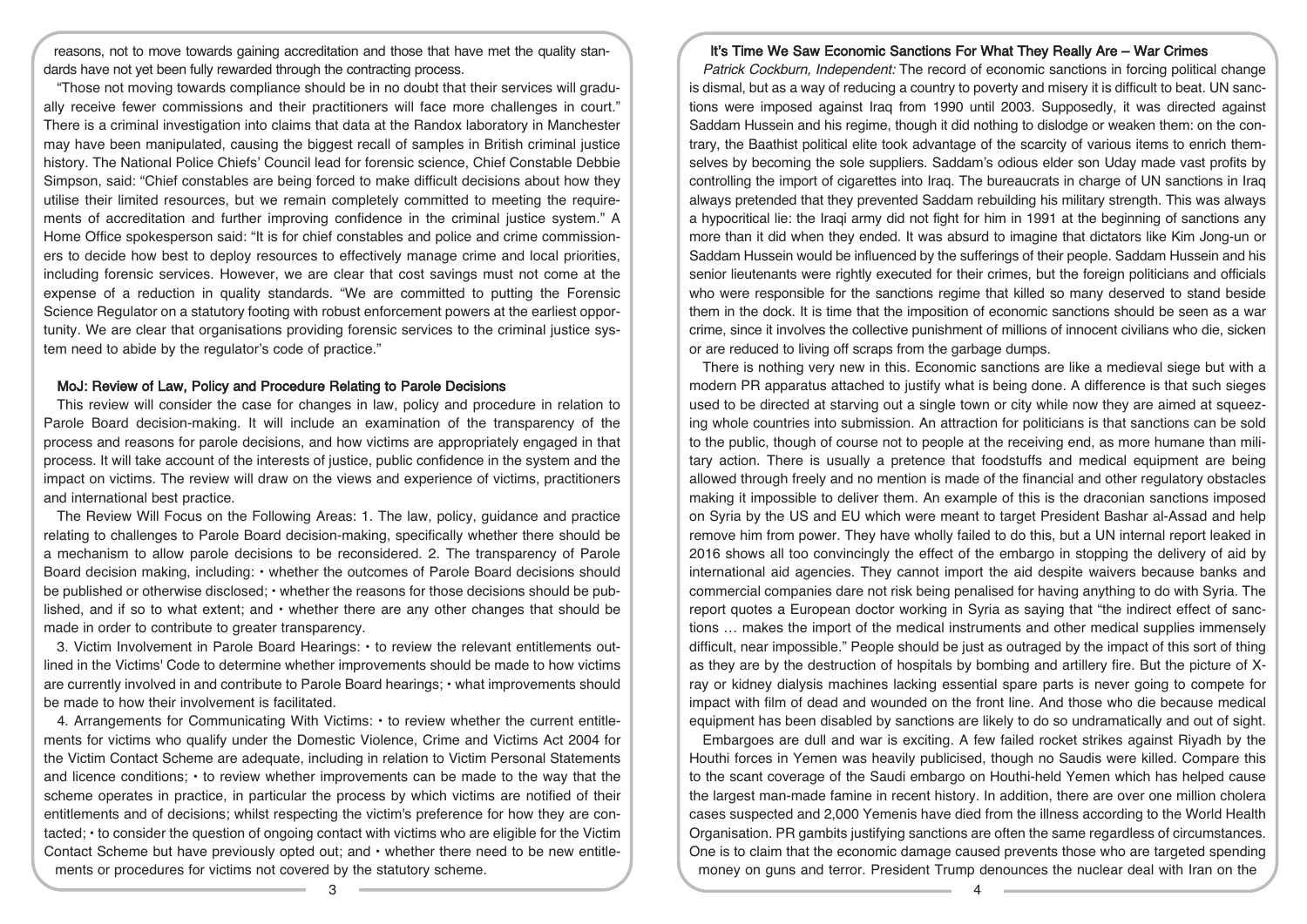reasons, not to move towards gaining accreditation and those that have met the quality standards have not yet been fully rewarded through the contracting process.

"Those not moving towards compliance should be in no doubt that their services will gradually receive fewer commissions and their practitioners will face more challenges in court." There is a criminal investigation into claims that data at the Randox laboratory in Manchester may have been manipulated, causing the biggest recall of samples in British criminal justice history. The National Police Chiefs' Council lead for forensic science, Chief Constable Debbie Simpson, said: "Chief constables are being forced to make difficult decisions about how they utilise their limited resources, but we remain completely committed to meeting the requirements of accreditation and further improving confidence in the criminal justice system." A Home Office spokesperson said: "It is for chief constables and police and crime commissioners to decide how best to deploy resources to effectively manage crime and local priorities, including forensic services. However, we are clear that cost savings must not come at the expense of a reduction in quality standards. "We are committed to putting the Forensic Science Regulator on a statutory footing with robust enforcement powers at the earliest opportunity. We are clear that organisations providing forensic services to the criminal justice system need to abide by the regulator's code of practice."

### MoJ: Review of Law, Policy and Procedure Relating to Parole Decisions

This review will consider the case for changes in law, policy and procedure in relation to Parole Board decision-making. It will include an examination of the transparency of the process and reasons for parole decisions, and how victims are appropriately engaged in that process. It will take account of the interests of justice, public confidence in the system and the impact on victims. The review will draw on the views and experience of victims, practitioners and international best practice.

The Review Will Focus on the Following Areas: 1. The law, policy, guidance and practice relating to challenges to Parole Board decision-making, specifically whether there should be a mechanism to allow parole decisions to be reconsidered. 2. The transparency of Parole Board decision making, including: • whether the outcomes of Parole Board decisions should be published or otherwise disclosed; • whether the reasons for those decisions should be published, and if so to what extent; and • whether there are any other changes that should be made in order to contribute to greater transparency.

3. Victim Involvement in Parole Board Hearings: • to review the relevant entitlements outlined in the Victims' Code to determine whether improvements should be made to how victims are currently involved in and contribute to Parole Board hearings; • what improvements should be made to how their involvement is facilitated.

4. Arrangements for Communicating With Victims: • to review whether the current entitlements for victims who qualify under the Domestic Violence, Crime and Victims Act 2004 for the Victim Contact Scheme are adequate, including in relation to Victim Personal Statements and licence conditions; • to review whether improvements can be made to the way that the scheme operates in practice, in particular the process by which victims are notified of their entitlements and of decisions; whilst respecting the victim's preference for how they are contacted; • to consider the question of ongoing contact with victims who are eligible for the Victim Contact Scheme but have previously opted out; and • whether there need to be new entitlements or procedures for victims not covered by the statutory scheme.

### It's Time We Saw Economic Sanctions For What They Really Are – War Crimes

*Patrick Cockburn, Independent:* The record of economic sanctions in forcing political change is dismal, but as a way of reducing a country to poverty and misery it is difficult to beat. UN sanctions were imposed against Iraq from 1990 until 2003. Supposedly, it was directed against Saddam Hussein and his regime, though it did nothing to dislodge or weaken them: on the contrary, the Baathist political elite took advantage of the scarcity of various items to enrich themselves by becoming the sole suppliers. Saddam's odious elder son Uday made vast profits by controlling the import of cigarettes into Iraq. The bureaucrats in charge of UN sanctions in Iraq always pretended that they prevented Saddam rebuilding his military strength. This was always a hypocritical lie: the Iraqi army did not fight for him in 1991 at the beginning of sanctions any more than it did when they ended. It was absurd to imagine that dictators like Kim Jong-un or Saddam Hussein would be influenced by the sufferings of their people. Saddam Hussein and his senior lieutenants were rightly executed for their crimes, but the foreign politicians and officials who were responsible for the sanctions regime that killed so many deserved to stand beside them in the dock. It is time that the imposition of economic sanctions should be seen as a war crime, since it involves the collective punishment of millions of innocent civilians who die, sicken or are reduced to living off scraps from the garbage dumps.

There is nothing very new in this. Economic sanctions are like a medieval siege but with a modern PR apparatus attached to justify what is being done. A difference is that such sieges used to be directed at starving out a single town or city while now they are aimed at squeezing whole countries into submission. An attraction for politicians is that sanctions can be sold to the public, though of course not to people at the receiving end, as more humane than military action. There is usually a pretence that foodstuffs and medical equipment are being allowed through freely and no mention is made of the financial and other regulatory obstacles making it impossible to deliver them. An example of this is the draconian sanctions imposed on Syria by the US and EU which were meant to target President Bashar al-Assad and help remove him from power. They have wholly failed to do this, but a UN internal report leaked in 2016 shows all too convincingly the effect of the embargo in stopping the delivery of aid by international aid agencies. They cannot import the aid despite waivers because banks and commercial companies dare not risk being penalised for having anything to do with Syria. The report quotes a European doctor working in Syria as saying that "the indirect effect of sanctions … makes the import of the medical instruments and other medical supplies immensely difficult, near impossible." People should be just as outraged by the impact of this sort of thing as they are by the destruction of hospitals by bombing and artillery fire. But the picture of X-ray or kidney dialysis machines lacking essential spare parts is never going to compete for impact with film of dead and wounded on the front line. And those who die because medical equipment has been disabled by sanctions are likely to do so undramatically and out of sight.

Embargoes are dull and war is exciting. A few failed rocket strikes against Riyadh by the Houthi forces in Yemen was heavily publicised, though no Saudis were killed. Compare this to the scant coverage of the Saudi embargo on Houthi-held Yemen which has helped cause the largest man-made famine in recent history. In addition, there are over one million cholera cases suspected and 2,000 Yemenis have died from the illness according to the World Health Organisation. PR gambits justifying sanctions are often the same regardless of circumstances. One is to claim that the economic damage caused prevents those who are targeted spending money on guns and terror. President Trump denounces the nuclear deal with Iran on the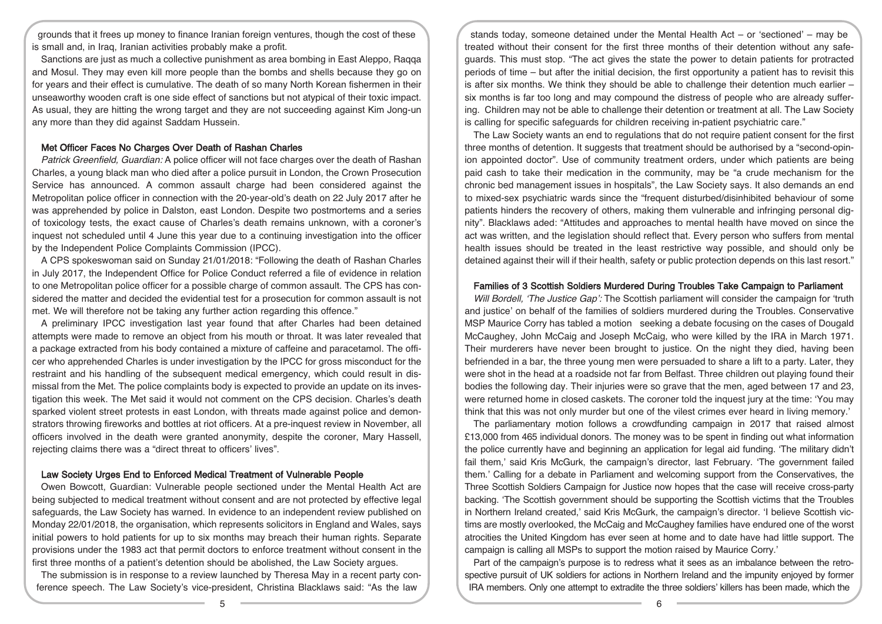grounds that it frees up money to finance Iranian foreign ventures, though the cost of these is small and, in Iraq, Iranian activities probably make a profit.

Sanctions are just as much a collective punishment as area bombing in East Aleppo, Raqqa and Mosul. They may even kill more people than the bombs and shells because they go on for years and their effect is cumulative. The death of so many North Korean fishermen in their unseaworthy wooden craft is one side effect of sanctions but not atypical of their toxic impact. As usual, they are hitting the wrong target and they are not succeeding against Kim Jong-un any more than they did against Saddam Hussein.

### Met Officer Faces No Charges Over Death of Rashan Charles

*Patrick Greenfield, Guardian:* A police officer will not face charges over the death of Rashan Charles, a young black man who died after a police pursuit in London, the Crown Prosecution Service has announced. A common assault charge had been considered against the Metropolitan police officer in connection with the 20-year-old's death on 22 July 2017 after he was apprehended by police in Dalston, east London. Despite two postmortems and a series of toxicology tests, the exact cause of Charles's death remains unknown, with a coroner's inquest not scheduled until 4 June this year due to a continuing investigation into the officer by the Independent Police Complaints Commission (IPCC).

A CPS spokeswoman said on Sunday 21/01/2018: "Following the death of Rashan Charles in July 2017, the Independent Office for Police Conduct referred a file of evidence in relation to one Metropolitan police officer for a possible charge of common assault. The CPS has considered the matter and decided the evidential test for a prosecution for common assault is not met. We will therefore not be taking any further action regarding this offence."

A preliminary IPCC investigation last year found that after Charles had been detained attempts were made to remove an object from his mouth or throat. It was later revealed that a package extracted from his body contained a mixture of caffeine and paracetamol. The officer who apprehended Charles is under investigation by the IPCC for gross misconduct for the restraint and his handling of the subsequent medical emergency, which could result in dismissal from the Met. The police complaints body is expected to provide an update on its investigation this week. The Met said it would not comment on the CPS decision. Charles's death sparked violent street protests in east London, with threats made against police and demonstrators throwing fireworks and bottles at riot officers. At a pre-inquest review in November, all officers involved in the death were granted anonymity, despite the coroner, Mary Hassell, rejecting claims there was a "direct threat to officers' lives".

### Law Society Urges End to Enforced Medical Treatment of Vulnerable People

Owen Bowcott, Guardian: Vulnerable people sectioned under the Mental Health Act are being subjected to medical treatment without consent and are not protected by effective legal safeguards, the Law Society has warned. In evidence to an independent review published on Monday 22/01/2018, the organisation, which represents solicitors in England and Wales, says initial powers to hold patients for up to six months may breach their human rights. Separate provisions under the 1983 act that permit doctors to enforce treatment without consent in the first three months of a patient's detention should be abolished, the Law Society argues.

The submission is in response to a review launched by Theresa May in a recent party conference speech. The Law Society's vice-president, Christina Blacklaws said: "As the law stands today, someone detained under the Mental Health Act – or 'sectioned' – may be treated without their consent for the first three months of their detention without any safeguards. This must stop. "The act gives the state the power to detain patients for protracted periods of time – but after the initial decision, the first opportunity a patient has to revisit this is after six months. We think they should be able to challenge their detention much earlier – six months is far too long and may compound the distress of people who are already suffering. Children may not be able to challenge their detention or treatment at all. The Law Society is calling for specific safeguards for children receiving in-patient psychiatric care."

The Law Society wants an end to regulations that do not require patient consent for the first three months of detention. It suggests that treatment should be authorised by a "second-opinion appointed doctor". Use of community treatment orders, under which patients are being paid cash to take their medication in the community, may be "a crude mechanism for the chronic bed management issues in hospitals", the Law Society says. It also demands an end to mixed-sex psychiatric wards since the "frequent disturbed/disinhibited behaviour of some patients hinders the recovery of others, making them vulnerable and infringing personal dignity". Blacklaws aded: "Attitudes and approaches to mental health have moved on since the act was written, and the legislation should reflect that. Every person who suffers from mental health issues should be treated in the least restrictive way possible, and should only be detained against their will if their health, safety or public protection depends on this last resort."

### Families of 3 Scottish Soldiers Murdered During Troubles Take Campaign to Parliament

*Will Bordell, 'The Justice Gap':* The Scottish parliament will consider the campaign for 'truth and justice' on behalf of the families of soldiers murdered during the Troubles. Conservative MSP Maurice Corry has tabled a motion seeking a debate focusing on the cases of Dougald McCaughey, John McCaig and Joseph McCaig, who were killed by the IRA in March 1971. Their murderers have never been brought to justice. On the night they died, having been befriended in a bar, the three young men were persuaded to share a lift to a party. Later, they were shot in the head at a roadside not far from Belfast. Three children out playing found their bodies the following day. Their injuries were so grave that the men, aged between 17 and 23, were returned home in closed caskets. The coroner told the inquest jury at the time: 'You may think that this was not only murder but one of the vilest crimes ever heard in living memory.'

The parliamentary motion follows a crowdfunding campaign in 2017 that raised almost £13,000 from 465 individual donors. The money was to be spent in finding out what information the police currently have and beginning an application for legal aid funding. 'The military didn't fail them,' said Kris McGurk, the campaign's director, last February. 'The government failed them.' Calling for a debate in Parliament and welcoming support from the Conservatives, the Three Scottish Soldiers Campaign for Justice now hopes that the case will receive cross-party backing. 'The Scottish government should be supporting the Scottish victims that the Troubles in Northern Ireland created,' said Kris McGurk, the campaign's director. 'I believe Scottish victims are mostly overlooked, the McCaig and McCaughey families have endured one of the worst atrocities the United Kingdom has ever seen at home and to date have had little support. The campaign is calling all MSPs to support the motion raised by Maurice Corry.'

Part of the campaign's purpose is to redress what it sees as an imbalance between the retrospective pursuit of UK soldiers for actions in Northern Ireland and the impunity enjoyed by former IRA members. Only one attempt to extradite the three soldiers' killers has been made, which the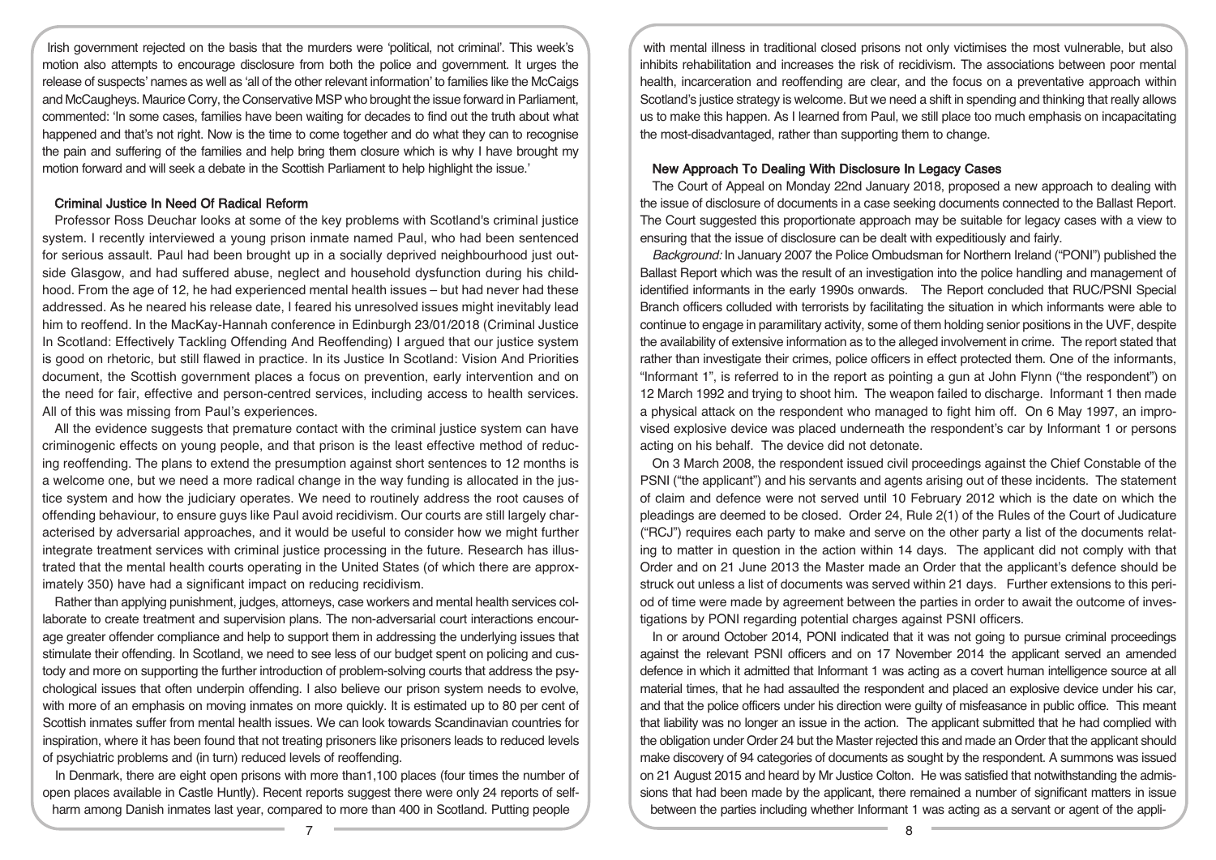Irish government rejected on the basis that the murders were 'political, not criminal'. This week's motion also attempts to encourage disclosure from both the police and government. It urges the release of suspects' names as well as 'all of the other relevant information' to families like the McCaigs and McCaugheys. Maurice Corry, the Conservative MSP who brought the issue forward in Parliament, commented: 'In some cases, families have been waiting for decades to find out the truth about what happened and that's not right. Now is the time to come together and do what they can to recognise the pain and suffering of the families and help bring them closure which is why I have brought my motion forward and will seek a debate in the Scottish Parliament to help highlight the issue.'

## Criminal Justice In Need Of Radical Reform

Professor Ross Deuchar looks at some of the key problems with Scotland's criminal justice system. I recently interviewed a young prison inmate named Paul, who had been sentenced for serious assault. Paul had been brought up in a socially deprived neighbourhood just outside Glasgow, and had suffered abuse, neglect and household dysfunction during his childhood. From the age of 12, he had experienced mental health issues – but had never had these addressed. As he neared his release date, I feared his unresolved issues might inevitably lead him to reoffend. In the MacKay-Hannah conference in Edinburgh 23/01/2018 (Criminal Justice In Scotland: Effectively Tackling Offending And Reoffending) I argued that our justice system is good on rhetoric, but still flawed in practice. In its Justice In Scotland: Vision And Priorities document, the Scottish government places a focus on prevention, early intervention and on the need for fair, effective and person-centred services, including access to health services. All of this was missing from Paul's experiences.

All the evidence suggests that premature contact with the criminal justice system can have criminogenic effects on young people, and that prison is the least effective method of reducing reoffending. The plans to extend the presumption against short sentences to 12 months is a welcome one, but we need a more radical change in the way funding is allocated in the justice system and how the judiciary operates. We need to routinely address the root causes of offending behaviour, to ensure guys like Paul avoid recidivism. Our courts are still largely characterised by adversarial approaches, and it would be useful to consider how we might further integrate treatment services with criminal justice processing in the future. Research has illustrated that the mental health courts operating in the United States (of which there are approximately 350) have had a significant impact on reducing recidivism.

Rather than applying punishment, judges, attorneys, case workers and mental health services collaborate to create treatment and supervision plans. The non-adversarial court interactions encourage greater offender compliance and help to support them in addressing the underlying issues that stimulate their offending. In Scotland, we need to see less of our budget spent on policing and custody and more on supporting the further introduction of problem-solving courts that address the psychological issues that often underpin offending. I also believe our prison system needs to evolve, with more of an emphasis on moving inmates on more quickly. It is estimated up to 80 per cent of Scottish inmates suffer from mental health issues. We can look towards Scandinavian countries for inspiration, where it has been found that not treating prisoners like prisoners leads to reduced levels of psychiatric problems and (in turn) reduced levels of reoffending.

In Denmark, there are eight open prisons with more than1,100 places (four times the number of open places available in Castle Huntly). Recent reports suggest there were only 24 reports of self-harm among Danish inmates last year, compared to more than 400 in Scotland. Putting people with mental illness in traditional closed prisons not only victimises the most vulnerable, but also inhibits rehabilitation and increases the risk of recidivism. The associations between poor mental health, incarceration and reoffending are clear, and the focus on a preventative approach within Scotland's justice strategy is welcome. But we need a shift in spending and thinking that really allows us to make this happen. As I learned from Paul, we still place too much emphasis on incapacitating the most-disadvantaged, rather than supporting them to change.

## New Approach To Dealing With Disclosure In Legacy Cases

The Court of Appeal on Monday 22nd January 2018, proposed a new approach to dealing with the issue of disclosure of documents in a case seeking documents connected to the Ballast Report. The Court suggested this proportionate approach may be suitable for legacy cases with a view to ensuring that the issue of disclosure can be dealt with expeditiously and fairly.

*Background:* In January 2007 the Police Ombudsman for Northern Ireland ("PONI") published the Ballast Report which was the result of an investigation into the police handling and management of identified informants in the early 1990s onwards. The Report concluded that RUC/PSNI Special Branch officers colluded with terrorists by facilitating the situation in which informants were able to continue to engage in paramilitary activity, some of them holding senior positions in the UVF, despite the availability of extensive information as to the alleged involvement in crime. The report stated that rather than investigate their crimes, police officers in effect protected them. One of the informants, "Informant 1", is referred to in the report as pointing a gun at John Flynn ("the respondent") on 12 March 1992 and trying to shoot him. The weapon failed to discharge. Informant 1 then made a physical attack on the respondent who managed to fight him off. On 6 May 1997, an improvised explosive device was placed underneath the respondent's car by Informant 1 or persons acting on his behalf. The device did not detonate.

On 3 March 2008, the respondent issued civil proceedings against the Chief Constable of the PSNI ("the applicant") and his servants and agents arising out of these incidents. The statement of claim and defence were not served until 10 February 2012 which is the date on which the pleadings are deemed to be closed. Order 24, Rule 2(1) of the Rules of the Court of Judicature ("RCJ") requires each party to make and serve on the other party a list of the documents relating to matter in question in the action within 14 days. The applicant did not comply with that Order and on 21 June 2013 the Master made an Order that the applicant's defence should be struck out unless a list of documents was served within 21 days. Further extensions to this period of time were made by agreement between the parties in order to await the outcome of investigations by PONI regarding potential charges against PSNI officers.

In or around October 2014, PONI indicated that it was not going to pursue criminal proceedings against the relevant PSNI officers and on 17 November 2014 the applicant served an amended defence in which it admitted that Informant 1 was acting as a covert human intelligence source at all material times, that he had assaulted the respondent and placed an explosive device under his car, and that the police officers under his direction were guilty of misfeasance in public office. This meant that liability was no longer an issue in the action. The applicant submitted that he had complied with the obligation under Order 24 but the Master rejected this and made an Order that the applicant should make discovery of 94 categories of documents as sought by the respondent. A summons was issued on 21 August 2015 and heard by Mr Justice Colton. He was satisfied that notwithstanding the admissions that had been made by the applicant, there remained a number of significant matters in issue between the parties including whether Informant 1 was acting as a servant or agent of the appli-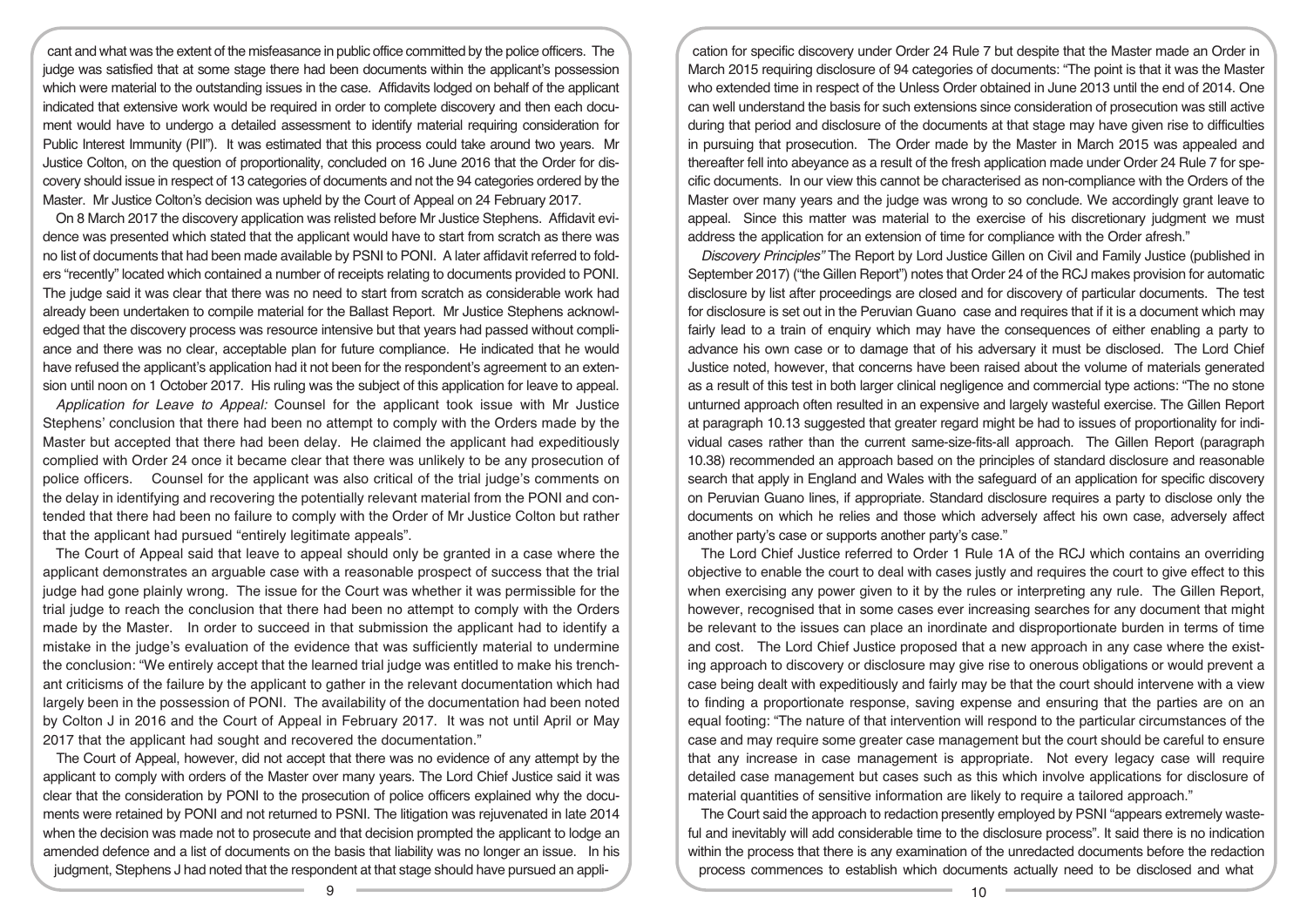cant and what was the extent of the misfeasance in public office committed by the police officers. The judge was satisfied that at some stage there had been documents within the applicant's possession which were material to the outstanding issues in the case. Affidavits lodged on behalf of the applicant indicated that extensive work would be required in order to complete discovery and then each document would have to undergo a detailed assessment to identify material requiring consideration for Public Interest Immunity (PII"). It was estimated that this process could take around two years. Mr Justice Colton, on the question of proportionality, concluded on 16 June 2016 that the Order for discovery should issue in respect of 13 categories of documents and not the 94 categories ordered by the Master. Mr Justice Colton's decision was upheld by the Court of Appeal on 24 February 2017.

On 8 March 2017 the discovery application was relisted before Mr Justice Stephens. Affidavit evidence was presented which stated that the applicant would have to start from scratch as there was no list of documents that had been made available by PSNI to PONI. A later affidavit referred to folders "recently" located which contained a number of receipts relating to documents provided to PONI. The judge said it was clear that there was no need to start from scratch as considerable work had already been undertaken to compile material for the Ballast Report. Mr Justice Stephens acknowledged that the discovery process was resource intensive but that years had passed without compliance and there was no clear, acceptable plan for future compliance. He indicated that he would have refused the applicant's application had it not been for the respondent's agreement to an extension until noon on 1 October 2017. His ruling was the subject of this application for leave to appeal.

*Application for Leave to Appeal:* Counsel for the applicant took issue with Mr Justice Stephens' conclusion that there had been no attempt to comply with the Orders made by the Master but accepted that there had been delay. He claimed the applicant had expeditiously complied with Order 24 once it became clear that there was unlikely to be any prosecution of police officers. Counsel for the applicant was also critical of the trial judge's comments on the delay in identifying and recovering the potentially relevant material from the PONI and contended that there had been no failure to comply with the Order of Mr Justice Colton but rather that the applicant had pursued "entirely legitimate appeals".

The Court of Appeal said that leave to appeal should only be granted in a case where the applicant demonstrates an arguable case with a reasonable prospect of success that the trial judge had gone plainly wrong. The issue for the Court was whether it was permissible for the trial judge to reach the conclusion that there had been no attempt to comply with the Orders made by the Master. In order to succeed in that submission the applicant had to identify a mistake in the judge's evaluation of the evidence that was sufficiently material to undermine the conclusion: "We entirely accept that the learned trial judge was entitled to make his trenchant criticisms of the failure by the applicant to gather in the relevant documentation which had largely been in the possession of PONI. The availability of the documentation had been noted by Colton J in 2016 and the Court of Appeal in February 2017. It was not until April or May 2017 that the applicant had sought and recovered the documentation."

The Court of Appeal, however, did not accept that there was no evidence of any attempt by the applicant to comply with orders of the Master over many years. The Lord Chief Justice said it was clear that the consideration by PONI to the prosecution of police officers explained why the documents were retained by PONI and not returned to PSNI. The litigation was rejuvenated in late 2014 when the decision was made not to prosecute and that decision prompted the applicant to lodge an amended defence and a list of documents on the basis that liability was no longer an issue. In his judgment, Stephens J had noted that the respondent at that stage should have pursued an application for specific discovery under Order 24 Rule 7 but despite that the Master made an Order in March 2015 requiring disclosure of 94 categories of documents: "The point is that it was the Master who extended time in respect of the Unless Order obtained in June 2013 until the end of 2014. One can well understand the basis for such extensions since consideration of prosecution was still active during that period and disclosure of the documents at that stage may have given rise to difficulties in pursuing that prosecution. The Order made by the Master in March 2015 was appealed and thereafter fell into abeyance as a result of the fresh application made under Order 24 Rule 7 for specific documents. In our view this cannot be characterised as non-compliance with the Orders of the Master over many years and the judge was wrong to so conclude. We accordingly grant leave to appeal. Since this matter was material to the exercise of his discretionary judgment we must address the application for an extension of time for compliance with the Order afresh."

*Discovery Principles"* The Report by Lord Justice Gillen on Civil and Family Justice (published in September 2017) ("the Gillen Report") notes that Order 24 of the RCJ makes provision for automatic disclosure by list after proceedings are closed and for discovery of particular documents. The test for disclosure is set out in the Peruvian Guano case and requires that if it is a document which may fairly lead to a train of enquiry which may have the consequences of either enabling a party to advance his own case or to damage that of his adversary it must be disclosed. The Lord Chief Justice noted, however, that concerns have been raised about the volume of materials generated as a result of this test in both larger clinical negligence and commercial type actions: "The no stone unturned approach often resulted in an expensive and largely wasteful exercise. The Gillen Report at paragraph 10.13 suggested that greater regard might be had to issues of proportionality for individual cases rather than the current same-size-fits-all approach. The Gillen Report (paragraph 10.38) recommended an approach based on the principles of standard disclosure and reasonable search that apply in England and Wales with the safeguard of an application for specific discovery on Peruvian Guano lines, if appropriate. Standard disclosure requires a party to disclose only the documents on which he relies and those which adversely affect his own case, adversely affect another party's case or supports another party's case."

The Lord Chief Justice referred to Order 1 Rule 1A of the RCJ which contains an overriding objective to enable the court to deal with cases justly and requires the court to give effect to this when exercising any power given to it by the rules or interpreting any rule. The Gillen Report, however, recognised that in some cases ever increasing searches for any document that might be relevant to the issues can place an inordinate and disproportionate burden in terms of time and cost. The Lord Chief Justice proposed that a new approach in any case where the existing approach to discovery or disclosure may give rise to onerous obligations or would prevent a case being dealt with expeditiously and fairly may be that the court should intervene with a view to finding a proportionate response, saving expense and ensuring that the parties are on an equal footing: "The nature of that intervention will respond to the particular circumstances of the case and may require some greater case management but the court should be careful to ensure that any increase in case management is appropriate. Not every legacy case will require detailed case management but cases such as this which involve applications for disclosure of material quantities of sensitive information are likely to require a tailored approach."

The Court said the approach to redaction presently employed by PSNI "appears extremely wasteful and inevitably will add considerable time to the disclosure process". It said there is no indication within the process that there is any examination of the unredacted documents before the redaction process commences to establish which documents actually need to be disclosed and what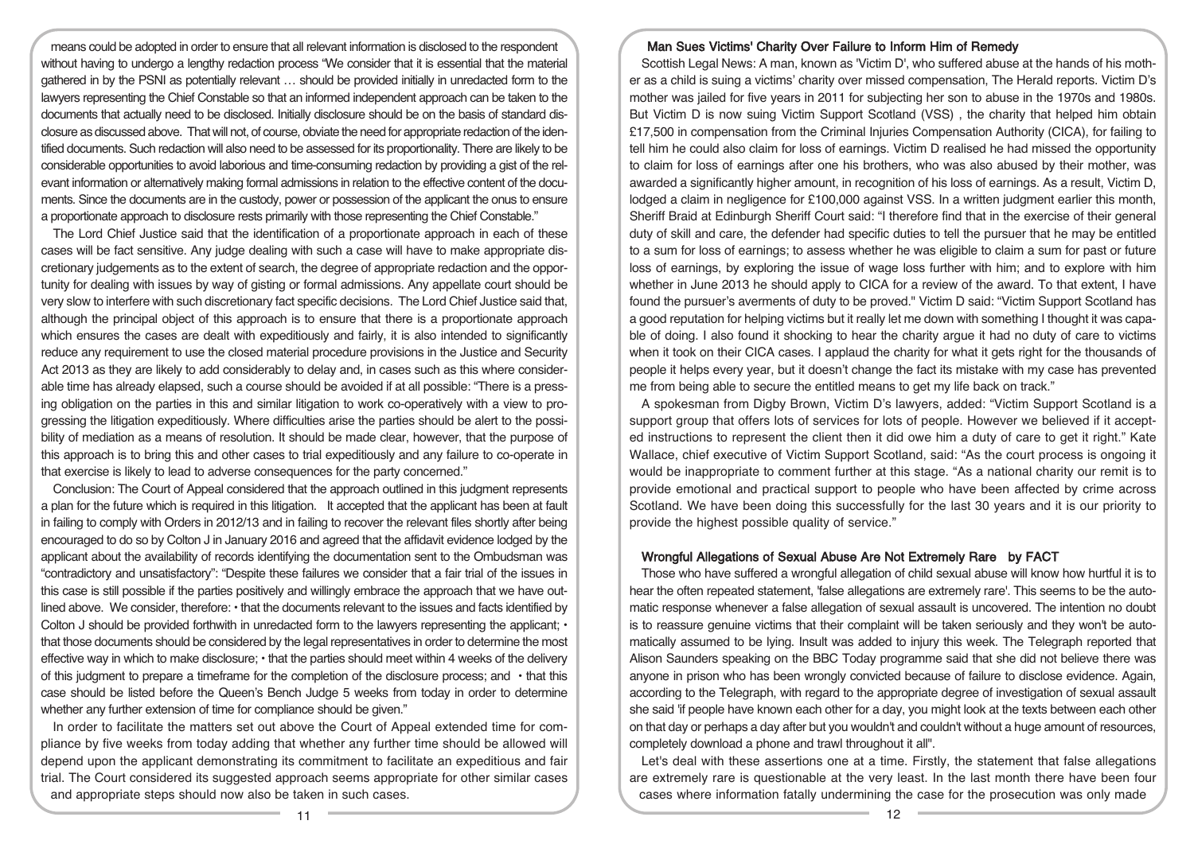means could be adopted in order to ensure that all relevant information is disclosed to the respondent without having to undergo a lengthy redaction process "We consider that it is essential that the material gathered in by the PSNI as potentially relevant … should be provided initially in unredacted form to the lawyers representing the Chief Constable so that an informed independent approach can be taken to the documents that actually need to be disclosed. Initially disclosure should be on the basis of standard disclosure as discussed above. That will not, of course, obviate the need for appropriate redaction of the identified documents. Such redaction will also need to be assessed for its proportionality. There are likely to be considerable opportunities to avoid laborious and time-consuming redaction by providing a gist of the relevant information or alternatively making formal admissions in relation to the effective content of the documents. Since the documents are in the custody, power or possession of the applicant the onus to ensure a proportionate approach to disclosure rests primarily with those representing the Chief Constable."

The Lord Chief Justice said that the identification of a proportionate approach in each of these cases will be fact sensitive. Any judge dealing with such a case will have to make appropriate discretionary judgements as to the extent of search, the degree of appropriate redaction and the opportunity for dealing with issues by way of gisting or formal admissions. Any appellate court should be very slow to interfere with such discretionary fact specific decisions. The Lord Chief Justice said that, although the principal object of this approach is to ensure that there is a proportionate approach which ensures the cases are dealt with expeditiously and fairly, it is also intended to significantly reduce any requirement to use the closed material procedure provisions in the Justice and Security Act 2013 as they are likely to add considerably to delay and, in cases such as this where considerable time has already elapsed, such a course should be avoided if at all possible: "There is a pressing obligation on the parties in this and similar litigation to work co-operatively with a view to progressing the litigation expeditiously. Where difficulties arise the parties should be alert to the possibility of mediation as a means of resolution. It should be made clear, however, that the purpose of this approach is to bring this and other cases to trial expeditiously and any failure to co-operate in that exercise is likely to lead to adverse consequences for the party concerned."

Conclusion: The Court of Appeal considered that the approach outlined in this judgment represents a plan for the future which is required in this litigation. It accepted that the applicant has been at fault in failing to comply with Orders in 2012/13 and in failing to recover the relevant files shortly after being encouraged to do so by Colton J in January 2016 and agreed that the affidavit evidence lodged by the applicant about the availability of records identifying the documentation sent to the Ombudsman was "contradictory and unsatisfactory": "Despite these failures we consider that a fair trial of the issues in this case is still possible if the parties positively and willingly embrace the approach that we have outlined above. We consider, therefore: • that the documents relevant to the issues and facts identified by Colton J should be provided forthwith in unredacted form to the lawyers representing the applicant; • that those documents should be considered by the legal representatives in order to determine the most effective way in which to make disclosure; • that the parties should meet within 4 weeks of the delivery of this judgment to prepare a timeframe for the completion of the disclosure process; and • that this case should be listed before the Queen's Bench Judge 5 weeks from today in order to determine whether any further extension of time for compliance should be given."

In order to facilitate the matters set out above the Court of Appeal extended time for compliance by five weeks from today adding that whether any further time should be allowed will depend upon the applicant demonstrating its commitment to facilitate an expeditious and fair trial. The Court considered its suggested approach seems appropriate for other similar cases and appropriate steps should now also be taken in such cases.

## Man Sues Victims' Charity Over Failure to Inform Him of Remedy

Scottish Legal News: A man, known as 'Victim D', who suffered abuse at the hands of his mother as a child is suing a victims' charity over missed compensation, The Herald reports. Victim D's mother was jailed for five years in 2011 for subjecting her son to abuse in the 1970s and 1980s. But Victim D is now suing Victim Support Scotland (VSS) , the charity that helped him obtain £17,500 in compensation from the Criminal Injuries Compensation Authority (CICA), for failing to tell him he could also claim for loss of earnings. Victim D realised he had missed the opportunity to claim for loss of earnings after one his brothers, who was also abused by their mother, was awarded a significantly higher amount, in recognition of his loss of earnings. As a result, Victim D, lodged a claim in negligence for £100,000 against VSS. In a written judgment earlier this month, Sheriff Braid at Edinburgh Sheriff Court said: "I therefore find that in the exercise of their general duty of skill and care, the defender had specific duties to tell the pursuer that he may be entitled to a sum for loss of earnings; to assess whether he was eligible to claim a sum for past or future loss of earnings, by exploring the issue of wage loss further with him; and to explore with him whether in June 2013 he should apply to CICA for a review of the award. To that extent, I have found the pursuer's averments of duty to be proved." Victim D said: "Victim Support Scotland has a good reputation for helping victims but it really let me down with something I thought it was capable of doing. I also found it shocking to hear the charity argue it had no duty of care to victims when it took on their CICA cases. I applaud the charity for what it gets right for the thousands of people it helps every year, but it doesn't change the fact its mistake with my case has prevented me from being able to secure the entitled means to get my life back on track."

A spokesman from Digby Brown, Victim D's lawyers, added: "Victim Support Scotland is a support group that offers lots of services for lots of people. However we believed if it accepted instructions to represent the client then it did owe him a duty of care to get it right." Kate Wallace, chief executive of Victim Support Scotland, said: "As the court process is ongoing it would be inappropriate to comment further at this stage. "As a national charity our remit is to provide emotional and practical support to people who have been affected by crime across Scotland. We have been doing this successfully for the last 30 years and it is our priority to provide the highest possible quality of service."

## Wrongful Allegations of Sexual Abuse Are Not Extremely Rare by FACT

Those who have suffered a wrongful allegation of child sexual abuse will know how hurtful it is to hear the often repeated statement, 'false allegations are extremely rare'. This seems to be the automatic response whenever a false allegation of sexual assault is uncovered. The intention no doubt is to reassure genuine victims that their complaint will be taken seriously and they won't be automatically assumed to be lying. Insult was added to injury this week. The Telegraph reported that Alison Saunders speaking on the BBC Today programme said that she did not believe there was anyone in prison who has been wrongly convicted because of failure to disclose evidence. Again, according to the Telegraph, with regard to the appropriate degree of investigation of sexual assault she said 'if people have known each other for a day, you might look at the texts between each other on that day or perhaps a day after but you wouldn't and couldn't without a huge amount of resources, completely download a phone and trawl throughout it all".

Let's deal with these assertions one at a time. Firstly, the statement that false allegations are extremely rare is questionable at the very least. In the last month there have been four cases where information fatally undermining the case for the prosecution was only made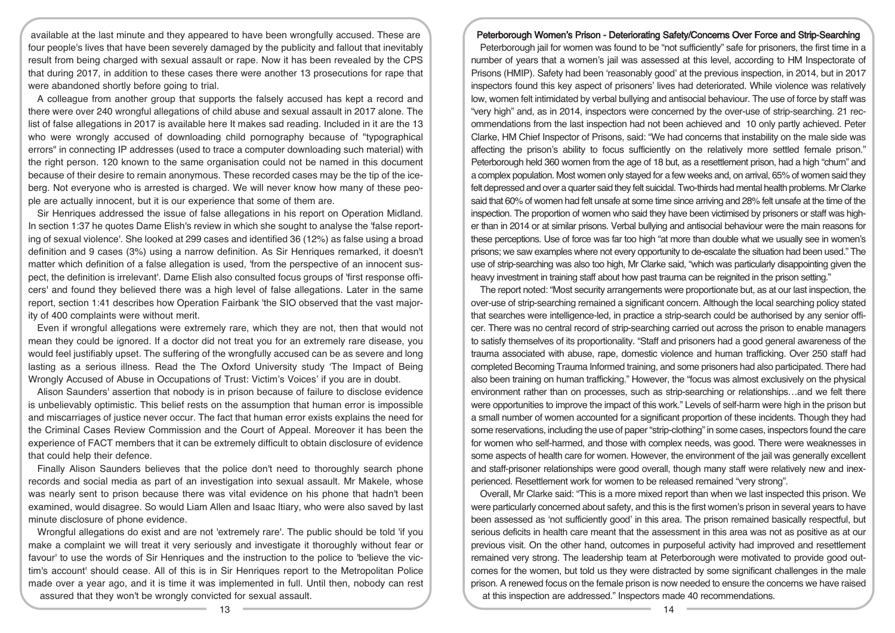available at the last minute and they appeared to have been wrongfully accused. These are four people's lives that have been severely damaged by the publicity and fallout that inevitably result from being charged with sexual assault or rape. Now it has been revealed by the CPS that during 2017, in addition to these cases there were another 13 prosecutions for rape that were abandoned shortly before going to trial.

A colleague from another group that supports the falsely accused has kept a record and there were over 240 wrongful allegations of child abuse and sexual assault in 2017 alone. The list of false allegations in 2017 is available here It makes sad reading. Included in it are the 13 who were wrongly accused of downloading child pornography because of "typographical errors" in connecting IP addresses (used to trace a computer downloading such material) with the right person. 120 known to the same organisation could not be named in this document because of their desire to remain anonymous. These recorded cases may be the tip of the iceberg. Not everyone who is arrested is charged. We will never know how many of these people are actually innocent, but it is our experience that some of them are.

Sir Henriques addressed the issue of false allegations in his report on Operation Midland. In section 1:37 he quotes Dame Elish's review in which she sought to analyse the 'false reporting of sexual violence'. She looked at 299 cases and identified 36 (12%) as false using a broad definition and 9 cases (3%) using a narrow definition. As Sir Henriques remarked, it doesn't matter which definition of a false allegation is used, 'from the perspective of an innocent suspect, the definition is irrelevant'. Dame Elish also consulted focus groups of 'first response officers' and found they believed there was a high level of false allegations. Later in the same report, section 1:41 describes how Operation Fairbank 'the SIO observed that the vast majority of 400 complaints were without merit.

Even if wrongful allegations were extremely rare, which they are not, then that would not mean they could be ignored. If a doctor did not treat you for an extremely rare disease, you would feel justifiably upset. The suffering of the wrongfully accused can be as severe and long lasting as a serious illness. Read the The Oxford University study 'The Impact of Being Wrongly Accused of Abuse in Occupations of Trust: Victim's Voices' if you are in doubt.

Alison Saunders' assertion that nobody is in prison because of failure to disclose evidence is unbelievably optimistic. This belief rests on the assumption that human error is impossible and miscarriages of justice never occur. The fact that human error exists explains the need for the Criminal Cases Review Commission and the Court of Appeal. Moreover it has been the experience of FACT members that it can be extremely difficult to obtain disclosure of evidence that could help their defence.

Finally Alison Saunders believes that the police don't need to thoroughly search phone records and social media as part of an investigation into sexual assault. Mr Makele, whose was nearly sent to prison because there was vital evidence on his phone that hadn't been examined, would disagree. So would Liam Allen and Isaac Itiary, who were also saved by last minute disclosure of phone evidence.

Wrongful allegations do exist and are not 'extremely rare'. The public should be told 'if you make a complaint we will treat it very seriously and investigate it thoroughly without fear or favour' to use the words of Sir Henriques and the instruction to the police to 'believe the victim's account' should cease. All of this is in Sir Henriques report to the Metropolitan Police made over a year ago, and it is time it was implemented in full. Until then, nobody can rest assured that they won't be wrongly convicted for sexual assault.

## Peterborough Women's Prison - Deteriorating Safety/Concerns Over Force and Strip-Searching

Peterborough jail for women was found to be "not sufficiently" safe for prisoners, the first time in a number of years that a women's jail was assessed at this level, according to HM Inspectorate of Prisons (HMIP). Safety had been 'reasonably good' at the previous inspection, in 2014, but in 2017 inspectors found this key aspect of prisoners' lives had deteriorated. While violence was relatively low, women felt intimidated by verbal bullying and antisocial behaviour. The use of force by staff was "very high" and, as in 2014, inspectors were concerned by the over-use of strip-searching. 21 recommendations from the last inspection had not been achieved and 10 only partly achieved. Peter Clarke, HM Chief Inspector of Prisons, said: "We had concerns that instability on the male side was affecting the prison's ability to focus sufficiently on the relatively more settled female prison." Peterborough held 360 women from the age of 18 but, as a resettlement prison, had a high "churn" and a complex population. Most women only stayed for a few weeks and, on arrival, 65% of women said they felt depressed and over a quarter said they felt suicidal. Two-thirds had mental health problems. Mr Clarke said that 60% of women had felt unsafe at some time since arriving and 28% felt unsafe at the time of the inspection. The proportion of women who said they have been victimised by prisoners or staff was higher than in 2014 or at similar prisons. Verbal bullying and antisocial behaviour were the main reasons for these perceptions. Use of force was far too high "at more than double what we usually see in women's prisons; we saw examples where not every opportunity to de-escalate the situation had been used." The use of strip-searching was also too high, Mr Clarke said, "which was particularly disappointing given the heavy investment in training staff about how past trauma can be reignited in the prison setting."

The report noted: "Most security arrangements were proportionate but, as at our last inspection, the over-use of strip-searching remained a significant concern. Although the local searching policy stated that searches were intelligence-led, in practice a strip-search could be authorised by any senior officer. There was no central record of strip-searching carried out across the prison to enable managers to satisfy themselves of its proportionality. "Staff and prisoners had a good general awareness of the trauma associated with abuse, rape, domestic violence and human trafficking. Over 250 staff had completed Becoming Trauma Informed training, and some prisoners had also participated. There had also been training on human trafficking." However, the "focus was almost exclusively on the physical environment rather than on processes, such as strip-searching or relationships…and we felt there were opportunities to improve the impact of this work." Levels of self-harm were high in the prison but a small number of women accounted for a significant proportion of these incidents. Though they had some reservations, including the use of paper "strip-clothing" in some cases, inspectors found the care for women who self-harmed, and those with complex needs, was good. There were weaknesses in some aspects of health care for women. However, the environment of the jail was generally excellent and staff-prisoner relationships were good overall, though many staff were relatively new and inexperienced. Resettlement work for women to be released remained "very strong".

Overall, Mr Clarke said: "This is a more mixed report than when we last inspected this prison. We were particularly concerned about safety, and this is the first women's prison in several years to have been assessed as 'not sufficiently good' in this area. The prison remained basically respectful, but serious deficits in health care meant that the assessment in this area was not as positive as at our previous visit. On the other hand, outcomes in purposeful activity had improved and resettlement remained very strong. The leadership team at Peterborough were motivated to provide good outcomes for the women, but told us they were distracted by some significant challenges in the male prison. A renewed focus on the female prison is now needed to ensure the concerns we have raised at this inspection are addressed." Inspectors made 40 recommendations.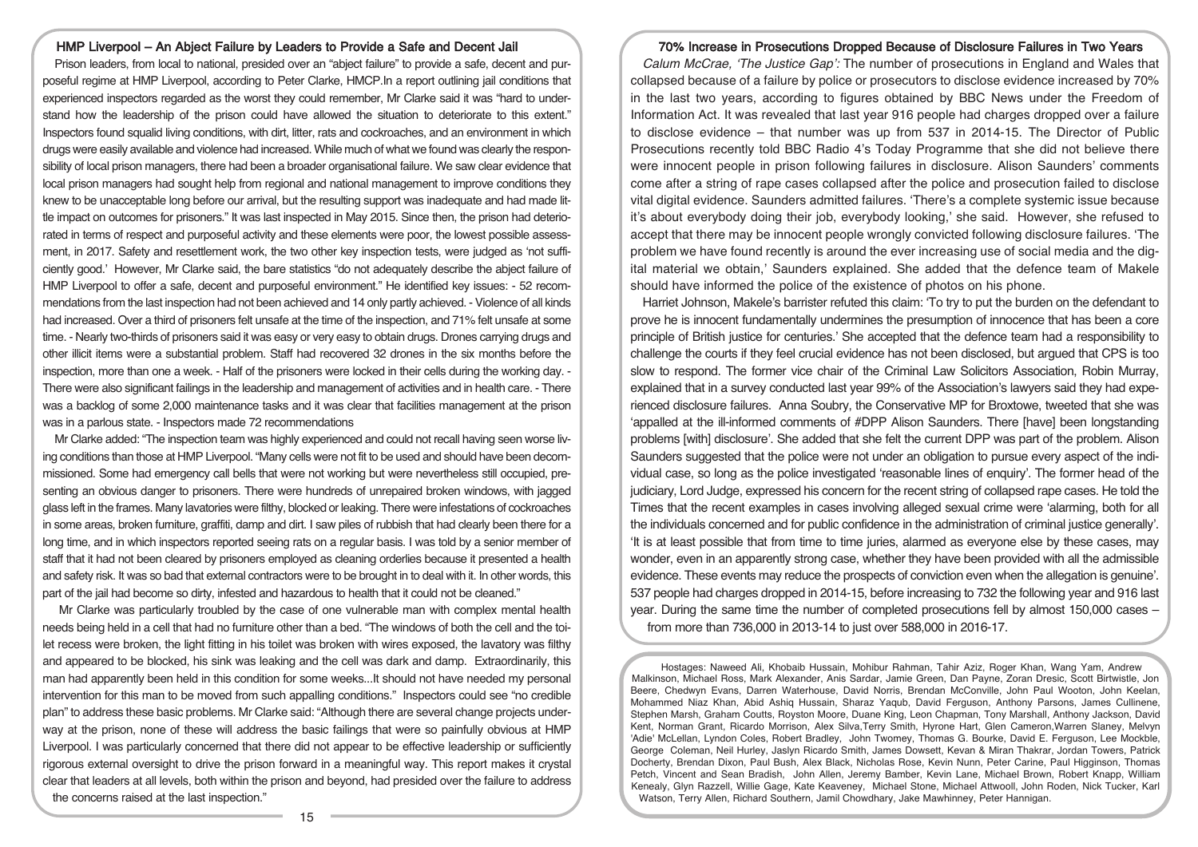## HMP Liverpool – An Abject Failure by Leaders to Provide a Safe and Decent Jail

Prison leaders, from local to national, presided over an "abject failure" to provide a safe, decent and purposeful regime at HMP Liverpool, according to Peter Clarke, HMCP.In a report outlining jail conditions that experienced inspectors regarded as the worst they could remember, Mr Clarke said it was "hard to understand how the leadership of the prison could have allowed the situation to deteriorate to this extent." Inspectors found squalid living conditions, with dirt, litter, rats and cockroaches, and an environment in which drugs were easily available and violence had increased. While much of what we found was clearly the responsibility of local prison managers, there had been a broader organisational failure. We saw clear evidence that local prison managers had sought help from regional and national management to improve conditions they knew to be unacceptable long before our arrival, but the resulting support was inadequate and had made little impact on outcomes for prisoners." It was last inspected in May 2015. Since then, the prison had deteriorated in terms of respect and purposeful activity and these elements were poor, the lowest possible assessment, in 2017. Safety and resettlement work, the two other key inspection tests, were judged as 'not sufficiently good.' However, Mr Clarke said, the bare statistics "do not adequately describe the abject failure of HMP Liverpool to offer a safe, decent and purposeful environment." He identified key issues: - 52 recommendations from the last inspection had not been achieved and 14 only partly achieved. - Violence of all kinds had increased. Over a third of prisoners felt unsafe at the time of the inspection, and 71% felt unsafe at some time. - Nearly two-thirds of prisoners said it was easy or very easy to obtain drugs. Drones carrying drugs and other illicit items were a substantial problem. Staff had recovered 32 drones in the six months before the inspection, more than one a week. - Half of the prisoners were locked in their cells during the working day. - There were also significant failings in the leadership and management of activities and in health care. - There was a backlog of some 2,000 maintenance tasks and it was clear that facilities management at the prison was in a parlous state. - Inspectors made 72 recommendations

Mr Clarke added: "The inspection team was highly experienced and could not recall having seen worse living conditions than those at HMP Liverpool. "Many cells were not fit to be used and should have been decommissioned. Some had emergency call bells that were not working but were nevertheless still occupied, presenting an obvious danger to prisoners. There were hundreds of unrepaired broken windows, with jagged glass left in the frames. Many lavatories were filthy, blocked or leaking. There were infestations of cockroaches in some areas, broken furniture, graffiti, damp and dirt. I saw piles of rubbish that had clearly been there for a long time, and in which inspectors reported seeing rats on a regular basis. I was told by a senior member of staff that it had not been cleared by prisoners employed as cleaning orderlies because it presented a health and safety risk. It was so bad that external contractors were to be brought in to deal with it. In other words, this part of the jail had become so dirty, infested and hazardous to health that it could not be cleaned."

Mr Clarke was particularly troubled by the case of one vulnerable man with complex mental health needs being held in a cell that had no furniture other than a bed. "The windows of both the cell and the toilet recess were broken, the light fitting in his toilet was broken with wires exposed, the lavatory was filthy and appeared to be blocked, his sink was leaking and the cell was dark and damp. Extraordinarily, this man had apparently been held in this condition for some weeks...It should not have needed my personal intervention for this man to be moved from such appalling conditions." Inspectors could see "no credible plan" to address these basic problems. Mr Clarke said: "Although there are several change projects underway at the prison, none of these will address the basic failings that were so painfully obvious at HMP Liverpool. I was particularly concerned that there did not appear to be effective leadership or sufficiently rigorous external oversight to drive the prison forward in a meaningful way. This report makes it crystal clear that leaders at all levels, both within the prison and beyond, had presided over the failure to address the concerns raised at the last inspection."

## 70% Increase in Prosecutions Dropped Because of Disclosure Failures in Two Years

*Calum McCrae, 'The Justice Gap':* The number of prosecutions in England and Wales that collapsed because of a failure by police or prosecutors to disclose evidence increased by 70% in the last two years, according to figures obtained by BBC News under the Freedom of Information Act. It was revealed that last year 916 people had charges dropped over a failure to disclose evidence – that number was up from 537 in 2014-15. The Director of Public Prosecutions recently told BBC Radio 4's Today Programme that she did not believe there were innocent people in prison following failures in disclosure. Alison Saunders' comments come after a string of rape cases collapsed after the police and prosecution failed to disclose vital digital evidence. Saunders admitted failures. 'There's a complete systemic issue because it's about everybody doing their job, everybody looking,' she said. However, she refused to accept that there may be innocent people wrongly convicted following disclosure failures. 'The problem we have found recently is around the ever increasing use of social media and the digital material we obtain,' Saunders explained. She added that the defence team of Makele should have informed the police of the existence of photos on his phone.

Harriet Johnson, Makele's barrister refuted this claim: 'To try to put the burden on the defendant to prove he is innocent fundamentally undermines the presumption of innocence that has been a core principle of British justice for centuries.' She accepted that the defence team had a responsibility to challenge the courts if they feel crucial evidence has not been disclosed, but argued that CPS is too slow to respond. The former vice chair of the Criminal Law Solicitors Association, Robin Murray, explained that in a survey conducted last year 99% of the Association's lawyers said they had experienced disclosure failures. Anna Soubry, the Conservative MP for Broxtowe, tweeted that she was 'appalled at the ill-informed comments of #DPP Alison Saunders. There [have] been longstanding problems [with] disclosure'. She added that she felt the current DPP was part of the problem. Alison Saunders suggested that the police were not under an obligation to pursue every aspect of the individual case, so long as the police investigated 'reasonable lines of enquiry'. The former head of the judiciary, Lord Judge, expressed his concern for the recent string of collapsed rape cases. He told the Times that the recent examples in cases involving alleged sexual crime were 'alarming, both for all the individuals concerned and for public confidence in the administration of criminal justice generally'. 'It is at least possible that from time to time juries, alarmed as everyone else by these cases, may wonder, even in an apparently strong case, whether they have been provided with all the admissible evidence. These events may reduce the prospects of conviction even when the allegation is genuine'. 537 people had charges dropped in 2014-15, before increasing to 732 the following year and 916 last year. During the same time the number of completed prosecutions fell by almost 150,000 cases – from more than 736,000 in 2013-14 to just over 588,000 in 2016-17.

Hostages: Naweed Ali, Khobaib Hussain, Mohibur Rahman, Tahir Aziz, Roger Khan, Wang Yam, Andrew Malkinson, Michael Ross, Mark Alexander, Anis Sardar, Jamie Green, Dan Payne, Zoran Dresic, Scott Birtwistle, Jon Beere, Chedwyn Evans, Darren Waterhouse, David Norris, Brendan McConville, John Paul Wooton, John Keenan, Mohammed Niaz Khan, Abid Ashiq Hussain, Sharaz Yaqub, David Ferguson, Anthony Parsons, James Cullinene, Stephen Marsh, Graham Coutts, Royston Moore, Duane King, Leon Chapman, Tony Marshall, Anthony Jackson, David Kent, Norman Grant, Ricardo Morrison, Alex Silva,Terry Smith, Hyrone Hart, Glen Cameron,Warren Slaney, Melvyn 'Adie' McLellan, Lyndon Coles, Robert Bradley, John Twomey, Thomas G. Bourke, David E. Ferguson, Lee Mockble, George Coleman, Neil Hurley, Jaslyn Ricardo Smith, James Dowsett, Kevan & Miran Thakrar, Jordan Towers, Patrick Docherty, Brendan Dixon, Paul Bush, Alex Black, Nicholas Rose, Kevin Nunn, Peter Carine, Paul Higginson, Thomas Petch, Vincent and Sean Bradish, John Allen, Jeremy Bamber, Kevin Lane, Michael Brown, Robert Knapp, William Kenealy, Glyn Razzell, Willie Gage, Kate Keaveney, Michael Stone, Michael Attwooll, John Roden, Nick Tucker, Karl Watson, Terry Allen, Richard Southern, Jamil Chowdhary, Jake Mawhinney, Peter Hannigan.